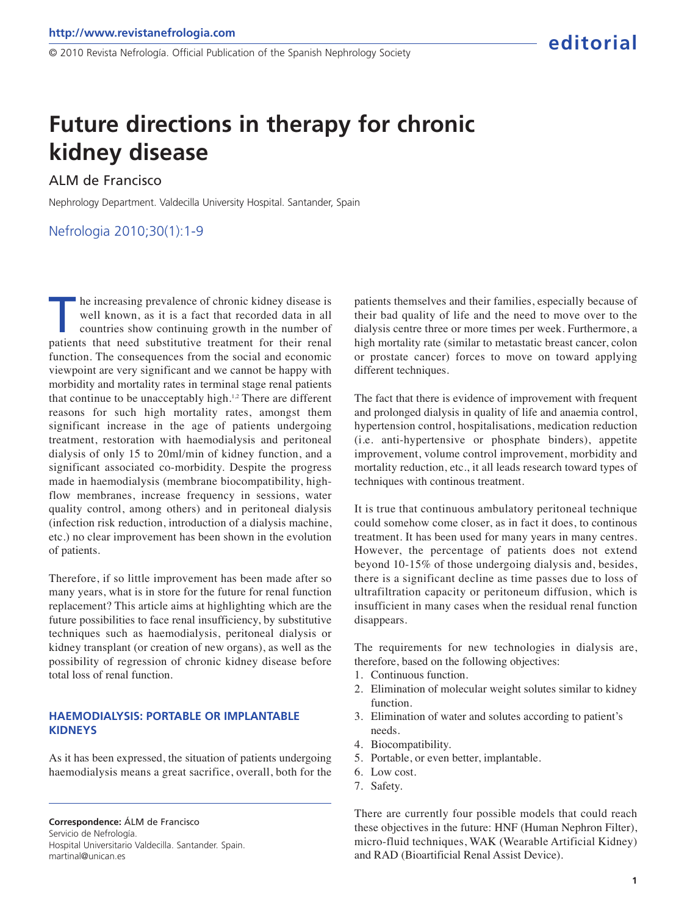# Future directions in therapy for chronic kidney disease

ALM de Francisco

Nephrology Department. Valdecilla University Hospital. Santander, Spain

Nefrologia 2010;30(1):1-9

The increasing prevalence of chronic kidney disease is well known, as it is a fact that recorded data in all countries show continuing growth in the number of patients that need substitutive treatment for their renal function. The consequences from the social and economic viewpoint are very significant and we cannot be happy with morbidity and mortality rates in terminal stage renal patients that continue to be unacceptably high.[1,2] There are different reasons for such high mortality rates, amongst them significant increase in the age of patients undergoing treatment, restoration with haemodialysis and peritoneal dialysis of only 15 to 20ml/min of kidney function, and a significant associated co-morbidity. Despite the progress made in haemodialysis (membrane biocompatibility, high-flow membranes, increase frequency in sessions, water quality control, among others) and in peritoneal dialysis (infection risk reduction, introduction of a dialysis machine, etc.) no clear improvement has been shown in the evolution of patients.

Therefore, if so little improvement has been made after so many years, what is in store for the future for renal function replacement? This article aims at highlighting which are the future possibilities to face renal insufficiency, by substitutive techniques such as haemodialysis, peritoneal dialysis or kidney transplant (or creation of new organs), as well as the possibility of regression of chronic kidney disease before total loss of renal function.

## HAEMODIALYSIS: PORTABLE OR IMPLANTABLE KIDNEYS

As it has been expressed, the situation of patients undergoing haemodialysis means a great sacrifice, overall, both for the patients themselves and their families, especially because of their bad quality of life and the need to move over to the dialysis centre three or more times per week. Furthermore, a high mortality rate (similar to metastatic breast cancer, colon or prostate cancer) forces to move on toward applying different techniques.

The fact that there is evidence of improvement with frequent and prolonged dialysis in quality of life and anaemia control, hypertension control, hospitalisations, medication reduction (i.e. anti-hypertensive or phosphate binders), appetite improvement, volume control improvement, morbidity and mortality reduction, etc., it all leads research toward types of techniques with continous treatment.

It is true that continuous ambulatory peritoneal technique could somehow come closer, as in fact it does, to continous treatment. It has been used for many years in many centres. However, the percentage of patients does not extend beyond 10-15% of those undergoing dialysis and, besides, there is a significant decline as time passes due to loss of ultrafiltration capacity or peritoneum diffusion, which is insufficient in many cases when the residual renal function disappears.

The requirements for new technologies in dialysis are, therefore, based on the following objectives:

1. Continuous function.
2. Elimination of molecular weight solutes similar to kidney function.
3. Elimination of water and solutes according to patient's needs.
4. Biocompatibility.
5. Portable, or even better, implantable.
6. Low cost.
7. Safety.

There are currently four possible models that could reach these objectives in the future: HNF (Human Nephron Filter), micro-fluid techniques, WAK (Wearable Artificial Kidney) and RAD (Bioartificial Renal Assist Device).

**Correspondence:** ÁLM de Francisco
Servicio de Nefrología.
Hospital Universitario Valdecilla. Santander. Spain.
martinal@unican.es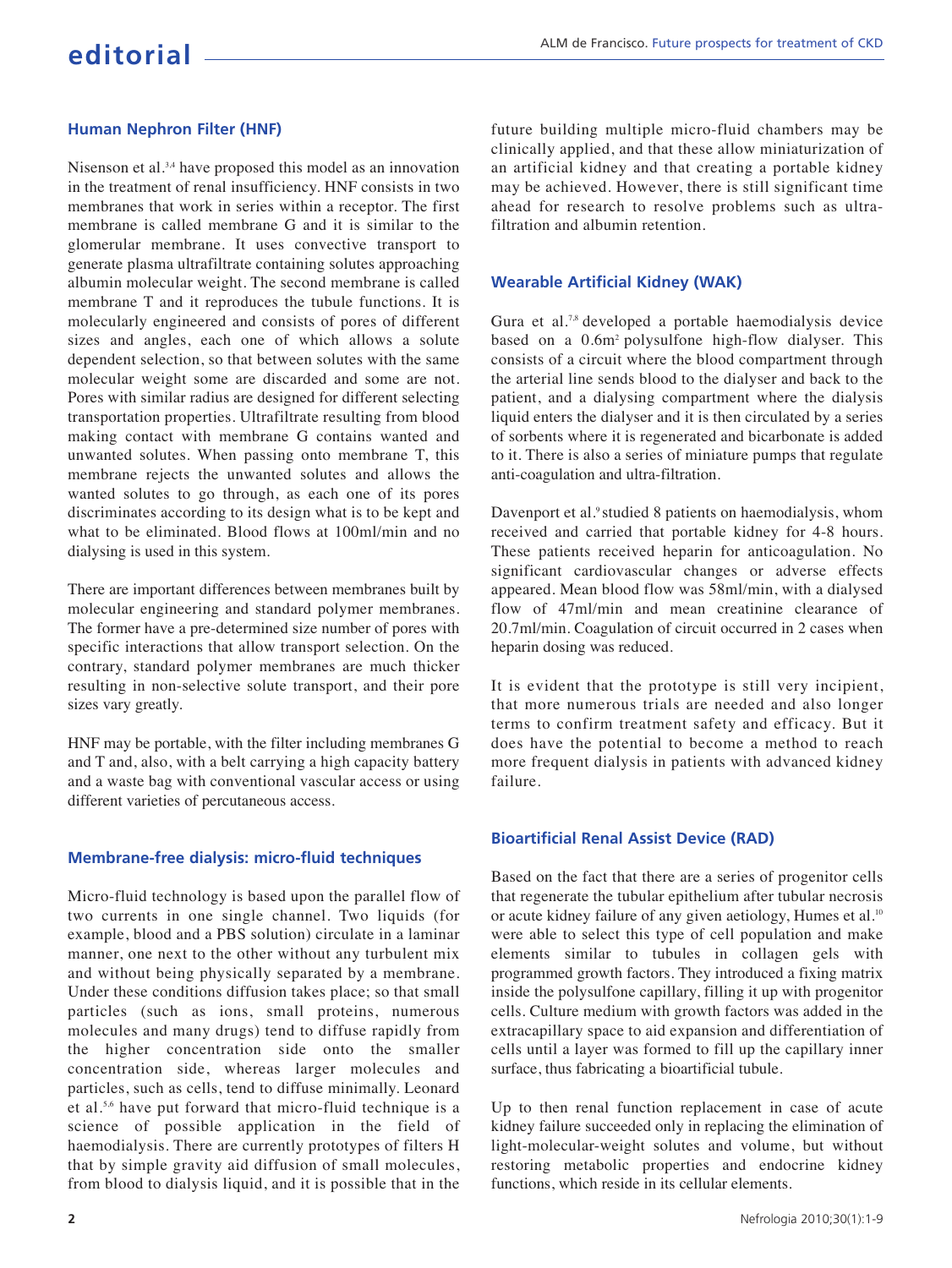## Human Nephron Filter (HNF)

Nisenson et al.[3,4] have proposed this model as an innovation in the treatment of renal insufficiency. HNF consists in two membranes that work in series within a receptor. The first membrane is called membrane G and it is similar to the glomerular membrane. It uses convective transport to generate plasma ultrafiltrate containing solutes approaching albumin molecular weight. The second membrane is called membrane T and it reproduces the tubule functions. It is molecularly engineered and consists of pores of different sizes and angles, each one of which allows a solute dependent selection, so that between solutes with the same molecular weight some are discarded and some are not. Pores with similar radius are designed for different selecting transportation properties. Ultrafiltrate resulting from blood making contact with membrane G contains wanted and unwanted solutes. When passing onto membrane T, this membrane rejects the unwanted solutes and allows the wanted solutes to go through, as each one of its pores discriminates according to its design what is to be kept and what to be eliminated. Blood flows at 100ml/min and no dialysing is used in this system.

There are important differences between membranes built by molecular engineering and standard polymer membranes. The former have a pre-determined size number of pores with specific interactions that allow transport selection. On the contrary, standard polymer membranes are much thicker resulting in non-selective solute transport, and their pore sizes vary greatly.

HNF may be portable, with the filter including membranes G and T and, also, with a belt carrying a high capacity battery and a waste bag with conventional vascular access or using different varieties of percutaneous access.

## Membrane-free dialysis: micro-fluid techniques

Micro-fluid technology is based upon the parallel flow of two currents in one single channel. Two liquids (for example, blood and a PBS solution) circulate in a laminar manner, one next to the other without any turbulent mix and without being physically separated by a membrane. Under these conditions diffusion takes place; so that small particles (such as ions, small proteins, numerous molecules and many drugs) tend to diffuse rapidly from the higher concentration side onto the smaller concentration side, whereas larger molecules and particles, such as cells, tend to diffuse minimally. Leonard et al.[5,6] have put forward that micro-fluid technique is a science of possible application in the field of haemodialysis. There are currently prototypes of filters H that by simple gravity aid diffusion of small molecules, from blood to dialysis liquid, and it is possible that in the future building multiple micro-fluid chambers may be clinically applied, and that these allow miniaturization of an artificial kidney and that creating a portable kidney may be achieved. However, there is still significant time ahead for research to resolve problems such as ultra-filtration and albumin retention.

## Wearable Artificial Kidney (WAK)

Gura et al.[7,8] developed a portable haemodialysis device based on a $0.6m^2$ polysulfone high-flow dialyser. This consists of a circuit where the blood compartment through the arterial line sends blood to the dialyser and back to the patient, and a dialysing compartment where the dialysis liquid enters the dialyser and it is then circulated by a series of sorbents where it is regenerated and bicarbonate is added to it. There is also a series of miniature pumps that regulate anti-coagulation and ultra-filtration.

Davenport et al.[9] studied 8 patients on haemodialysis, whom received and carried that portable kidney for 4-8 hours. These patients received heparin for anticoagulation. No significant cardiovascular changes or adverse effects appeared. Mean blood flow was 58ml/min, with a dialysed flow of 47ml/min and mean creatinine clearance of 20.7ml/min. Coagulation of circuit occurred in 2 cases when heparin dosing was reduced.

It is evident that the prototype is still very incipient, that more numerous trials are needed and also longer terms to confirm treatment safety and efficacy. But it does have the potential to become a method to reach more frequent dialysis in patients with advanced kidney failure.

## Bioartificial Renal Assist Device (RAD)

Based on the fact that there are a series of progenitor cells that regenerate the tubular epithelium after tubular necrosis or acute kidney failure of any given aetiology, Humes et al.[10] were able to select this type of cell population and make elements similar to tubules in collagen gels with programmed growth factors. They introduced a fixing matrix inside the polysulfone capillary, filling it up with progenitor cells. Culture medium with growth factors was added in the extracapillary space to aid expansion and differentiation of cells until a layer was formed to fill up the capillary inner surface, thus fabricating a bioartificial tubule.

Up to then renal function replacement in case of acute kidney failure succeeded only in replacing the elimination of light-molecular-weight solutes and volume, but without restoring metabolic properties and endocrine kidney functions, which reside in its cellular elements.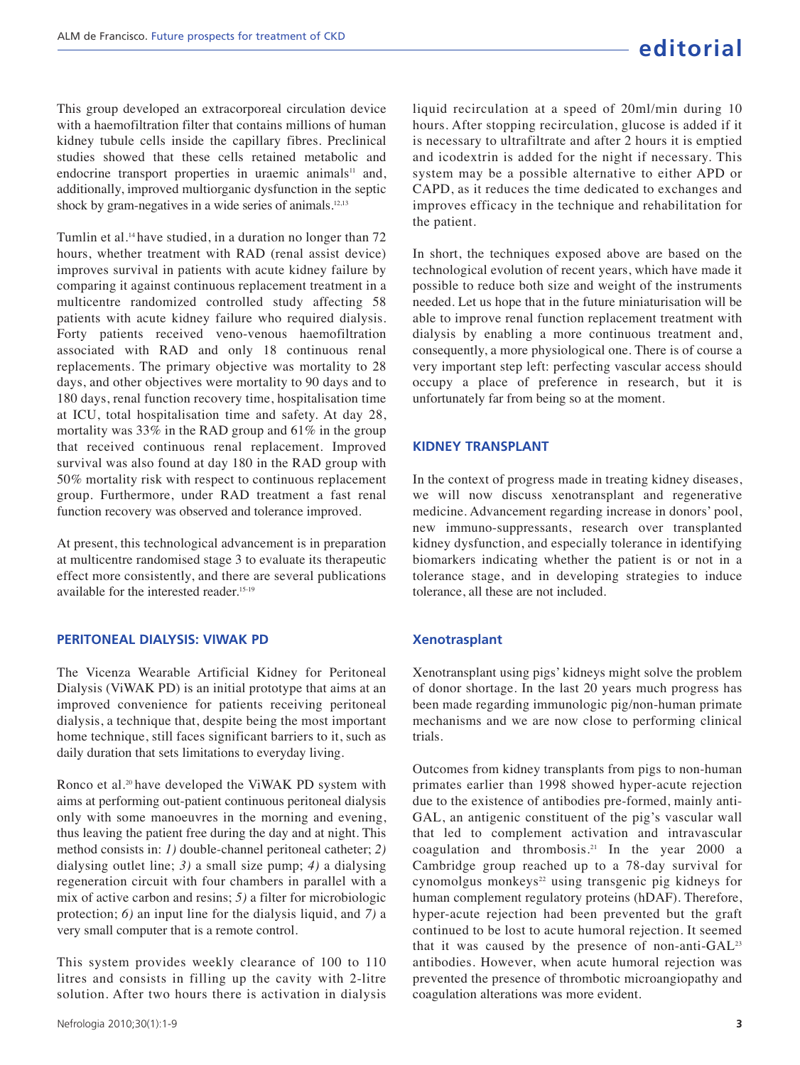This group developed an extracorporeal circulation device with a haemofiltration filter that contains millions of human kidney tubule cells inside the capillary fibres. Preclinical studies showed that these cells retained metabolic and endocrine transport properties in uraemic animals[11] and, additionally, improved multiorganic dysfunction in the septic shock by gram-negatives in a wide series of animals.[12,13]

Tumlin et al.[14] have studied, in a duration no longer than 72 hours, whether treatment with RAD (renal assist device) improves survival in patients with acute kidney failure by comparing it against continuous replacement treatment in a multicentre randomized controlled study affecting 58 patients with acute kidney failure who required dialysis. Forty patients received veno-venous haemofiltration associated with RAD and only 18 continuous renal replacements. The primary objective was mortality to 28 days, and other objectives were mortality to 90 days and to 180 days, renal function recovery time, hospitalisation time at ICU, total hospitalisation time and safety. At day 28, mortality was 33% in the RAD group and 61% in the group that received continuous renal replacement. Improved survival was also found at day 180 in the RAD group with 50% mortality risk with respect to continuous replacement group. Furthermore, under RAD treatment a fast renal function recovery was observed and tolerance improved.

At present, this technological advancement is in preparation at multicentre randomised stage 3 to evaluate its therapeutic effect more consistently, and there are several publications available for the interested reader.[15-19]

## PERITONEAL DIALYSIS: VIWAK PD

The Vicenza Wearable Artificial Kidney for Peritoneal Dialysis (ViWAK PD) is an initial prototype that aims at an improved convenience for patients receiving peritoneal dialysis, a technique that, despite being the most important home technique, still faces significant barriers to it, such as daily duration that sets limitations to everyday living.

Ronco et al.[20] have developed the ViWAK PD system with aims at performing out-patient continuous peritoneal dialysis only with some manoeuvres in the morning and evening, thus leaving the patient free during the day and at night. This method consists in: *1)* double-channel peritoneal catheter; *2)* dialysing outlet line; *3)* a small size pump; *4)* a dialysing regeneration circuit with four chambers in parallel with a mix of active carbon and resins; *5)* a filter for microbiologic protection; *6)* an input line for the dialysis liquid, and *7)* a very small computer that is a remote control.

This system provides weekly clearance of 100 to 110 litres and consists in filling up the cavity with 2-litre solution. After two hours there is activation in dialysis liquid recirculation at a speed of 20ml/min during 10 hours. After stopping recirculation, glucose is added if it is necessary to ultrafiltrate and after 2 hours it is emptied and icodextrin is added for the night if necessary. This system may be a possible alternative to either APD or CAPD, as it reduces the time dedicated to exchanges and improves efficacy in the technique and rehabilitation for the patient.

In short, the techniques exposed above are based on the technological evolution of recent years, which have made it possible to reduce both size and weight of the instruments needed. Let us hope that in the future miniaturisation will be able to improve renal function replacement treatment with dialysis by enabling a more continuous treatment and, consequently, a more physiological one. There is of course a very important step left: perfecting vascular access should occupy a place of preference in research, but it is unfortunately far from being so at the moment.

## KIDNEY TRANSPLANT

In the context of progress made in treating kidney diseases, we will now discuss xenotransplant and regenerative medicine. Advancement regarding increase in donors' pool, new immuno-suppressants, research over transplanted kidney dysfunction, and especially tolerance in identifying biomarkers indicating whether the patient is or not in a tolerance stage, and in developing strategies to induce tolerance, all these are not included.

### Xenotrasplant

Xenotransplant using pigs' kidneys might solve the problem of donor shortage. In the last 20 years much progress has been made regarding immunologic pig/non-human primate mechanisms and we are now close to performing clinical trials.

Outcomes from kidney transplants from pigs to non-human primates earlier than 1998 showed hyper-acute rejection due to the existence of antibodies pre-formed, mainly anti-GAL, an antigenic constituent of the pig's vascular wall that led to complement activation and intravascular coagulation and thrombosis.[21] In the year 2000 a Cambridge group reached up to a 78-day survival for cynomolgus monkeys[22] using transgenic pig kidneys for human complement regulatory proteins (hDAF). Therefore, hyper-acute rejection had been prevented but the graft continued to be lost to acute humoral rejection. It seemed that it was caused by the presence of non-anti-GAL[23] antibodies. However, when acute humoral rejection was prevented the presence of thrombotic microangiopathy and coagulation alterations was more evident.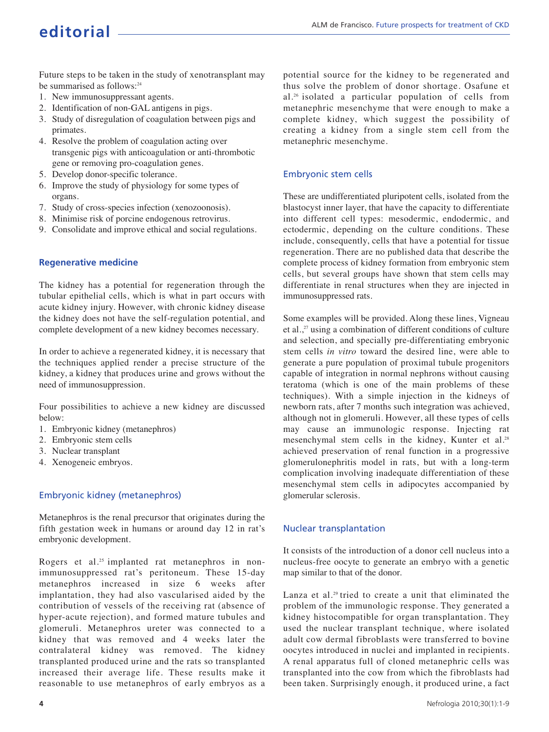Future steps to be taken in the study of xenotransplant may be summarised as follows:[24]

1. New immunosuppressant agents.
2. Identification of non-GAL antigens in pigs.
3. Study of disregulation of coagulation between pigs and primates.
4. Resolve the problem of coagulation acting over transgenic pigs with anticoagulation or anti-thrombotic gene or removing pro-coagulation genes.
5. Develop donor-specific tolerance.
6. Improve the study of physiology for some types of organs.
7. Study of cross-species infection (xenozoonosis).
8. Minimise risk of porcine endogenous retrovirus.
9. Consolidate and improve ethical and social regulations.

## Regenerative medicine

The kidney has a potential for regeneration through the tubular epithelial cells, which is what in part occurs with acute kidney injury. However, with chronic kidney disease the kidney does not have the self-regulation potential, and complete development of a new kidney becomes necessary.

In order to achieve a regenerated kidney, it is necessary that the techniques applied render a precise structure of the kidney, a kidney that produces urine and grows without the need of immunosuppression.

Four possibilities to achieve a new kidney are discussed below:

1. Embryonic kidney (metanephros)
2. Embryonic stem cells
3. Nuclear transplant
4. Xenogeneic embryos.

### Embryonic kidney (metanephros)

Metanephros is the renal precursor that originates during the fifth gestation week in humans or around day 12 in rat's embryonic development.

Rogers et al.[25] implanted rat metanephros in non-immunosuppressed rat's peritoneum. These 15-day metanephros increased in size 6 weeks after implantation, they had also vascularised aided by the contribution of vessels of the receiving rat (absence of hyper-acute rejection), and formed mature tubules and glomeruli. Metanephros ureter was connected to a kidney that was removed and 4 weeks later the contralateral kidney was removed. The kidney transplanted produced urine and the rats so transplanted increased their average life. These results make it reasonable to use metanephros of early embryos as a potential source for the kidney to be regenerated and thus solve the problem of donor shortage. Osafune et al.[26] isolated a particular population of cells from metanephric mesenchyme that were enough to make a complete kidney, which suggest the possibility of creating a kidney from a single stem cell from the metanephric mesenchyme.

### Embryonic stem cells

These are undifferentiated pluripotent cells, isolated from the blastocyst inner layer, that have the capacity to differentiate into different cell types: mesodermic, endodermic, and ectodermic, depending on the culture conditions. These include, consequently, cells that have a potential for tissue regeneration. There are no published data that describe the complete process of kidney formation from embryonic stem cells, but several groups have shown that stem cells may differentiate in renal structures when they are injected in immunosuppressed rats.

Some examples will be provided. Along these lines, Vigneau et al.,[27] using a combination of different conditions of culture and selection, and specially pre-differentiating embryonic stem cells *in vitro* toward the desired line, were able to generate a pure population of proximal tubule progenitors capable of integration in normal nephrons without causing teratoma (which is one of the main problems of these techniques). With a simple injection in the kidneys of newborn rats, after 7 months such integration was achieved, although not in glomeruli. However, all these types of cells may cause an immunologic response. Injecting rat mesenchymal stem cells in the kidney, Kunter et al.[28] achieved preservation of renal function in a progressive glomerulonephritis model in rats, but with a long-term complication involving inadequate differentiation of these mesenchymal stem cells in adipocytes accompanied by glomerular sclerosis.

### Nuclear transplantation

It consists of the introduction of a donor cell nucleus into a nucleus-free oocyte to generate an embryo with a genetic map similar to that of the donor.

Lanza et al.[29] tried to create a unit that eliminated the problem of the immunologic response. They generated a kidney histocompatible for organ transplantation. They used the nuclear transplant technique, where isolated adult cow dermal fibroblasts were transferred to bovine oocytes introduced in nuclei and implanted in recipients. A renal apparatus full of cloned metanephric cells was transplanted into the cow from which the fibroblasts had been taken. Surprisingly enough, it produced urine, a fact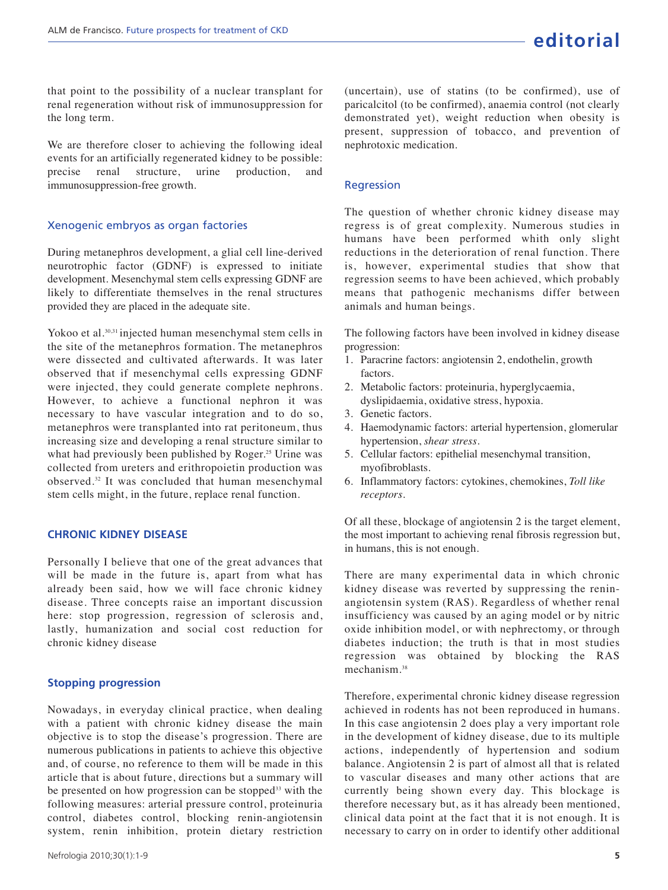that point to the possibility of a nuclear transplant for renal regeneration without risk of immunosuppression for the long term.

We are therefore closer to achieving the following ideal events for an artificially regenerated kidney to be possible: precise renal structure, urine production, and immunosuppression-free growth.

### Xenogenic embryos as organ factories

During metanephros development, a glial cell line-derived neurotrophic factor (GDNF) is expressed to initiate development. Mesenchymal stem cells expressing GDNF are likely to differentiate themselves in the renal structures provided they are placed in the adequate site.

Yokoo et al.[30,31] injected human mesenchymal stem cells in the site of the metanephros formation. The metanephros were dissected and cultivated afterwards. It was later observed that if mesenchymal cells expressing GDNF were injected, they could generate complete nephrons. However, to achieve a functional nephron it was necessary to have vascular integration and to do so, metanephros were transplanted into rat peritoneum, thus increasing size and developing a renal structure similar to what had previously been published by Roger.[25] Urine was collected from ureters and erithropoietin production was observed.[32] It was concluded that human mesenchymal stem cells might, in the future, replace renal function.

## CHRONIC KIDNEY DISEASE

Personally I believe that one of the great advances that will be made in the future is, apart from what has already been said, how we will face chronic kidney disease. Three concepts raise an important discussion here: stop progression, regression of sclerosis and, lastly, humanization and social cost reduction for chronic kidney disease

### Stopping progression

Nowadays, in everyday clinical practice, when dealing with a patient with chronic kidney disease the main objective is to stop the disease's progression. There are numerous publications in patients to achieve this objective and, of course, no reference to them will be made in this article that is about future, directions but a summary will be presented on how progression can be stopped[33] with the following measures: arterial pressure control, proteinuria control, diabetes control, blocking renin-angiotensin system, renin inhibition, protein dietary restriction (uncertain), use of statins (to be confirmed), use of paricalcitol (to be confirmed), anaemia control (not clearly demonstrated yet), weight reduction when obesity is present, suppression of tobacco, and prevention of nephrotoxic medication.

### Regression

The question of whether chronic kidney disease may regress is of great complexity. Numerous studies in humans have been performed whith only slight reductions in the deterioration of renal function. There is, however, experimental studies that show that regression seems to have been achieved, which probably means that pathogenic mechanisms differ between animals and human beings.

The following factors have been involved in kidney disease progression:

1. Paracrine factors: angiotensin 2, endothelin, growth factors.
2. Metabolic factors: proteinuria, hyperglycaemia, dyslipidaemia, oxidative stress, hypoxia.
3. Genetic factors.
4. Haemodynamic factors: arterial hypertension, glomerular hypertension, *shear stress*.
5. Cellular factors: epithelial mesenchymal transition, myofibroblasts.
6. Inflammatory factors: cytokines, chemokines, *Toll like receptors*.

Of all these, blockage of angiotensin 2 is the target element, the most important to achieving renal fibrosis regression but, in humans, this is not enough.

There are many experimental data in which chronic kidney disease was reverted by suppressing the renin-angiotensin system (RAS). Regardless of whether renal insufficiency was caused by an aging model or by nitric oxide inhibition model, or with nephrectomy, or through diabetes induction; the truth is that in most studies regression was obtained by blocking the RAS mechanism.[38]

Therefore, experimental chronic kidney disease regression achieved in rodents has not been reproduced in humans. In this case angiotensin 2 does play a very important role in the development of kidney disease, due to its multiple actions, independently of hypertension and sodium balance. Angiotensin 2 is part of almost all that is related to vascular diseases and many other actions that are currently being shown every day. This blockage is therefore necessary but, as it has already been mentioned, clinical data point at the fact that it is not enough. It is necessary to carry on in order to identify other additional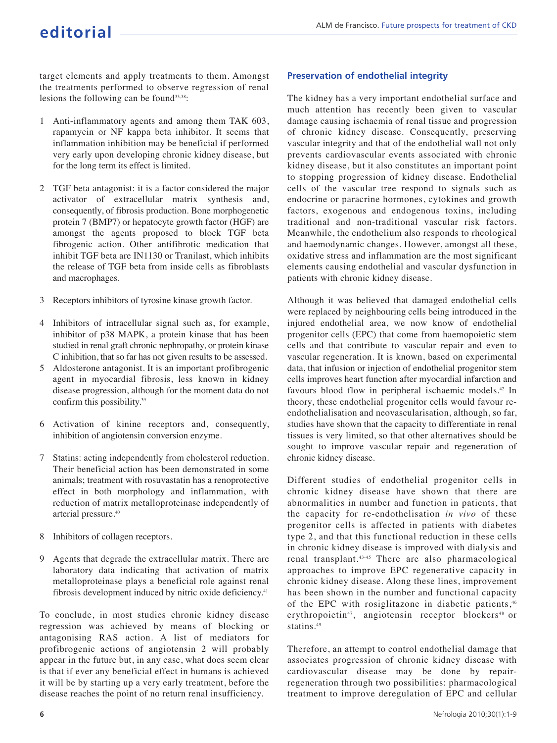target elements and apply treatments to them. Amongst the treatments performed to observe regression of renal lesions the following can be found[33,38]:

1. Anti-inflammatory agents and among them TAK 603, rapamycin or NF kappa beta inhibitor. It seems that inflammation inhibition may be beneficial if performed very early upon developing chronic kidney disease, but for the long term its effect is limited.

2. TGF beta antagonist: it is a factor considered the major activator of extracellular matrix synthesis and, consequently, of fibrosis production. Bone morphogenetic protein 7 (BMP7) or hepatocyte growth factor (HGF) are amongst the agents proposed to block TGF beta fibrogenic action. Other antifibrotic medication that inhibit TGF beta are IN1130 or Tranilast, which inhibits the release of TGF beta from inside cells as fibroblasts and macrophages.

3. Receptors inhibitors of tyrosine kinase growth factor.

4. Inhibitors of intracellular signal such as, for example, inhibitor of p38 MAPK, a protein kinase that has been studied in renal graft chronic nephropathy, or protein kinase C inhibition, that so far has not given results to be assessed.

5. Aldosterone antagonist. It is an important profibrogenic agent in myocardial fibrosis, less known in kidney disease progression, although for the moment data do not confirm this possibility.[39]

6. Activation of kinine receptors and, consequently, inhibition of angiotensin conversion enzyme.

7. Statins: acting independently from cholesterol reduction. Their beneficial action has been demonstrated in some animals; treatment with rosuvastatin has a renoprotective effect in both morphology and inflammation, with reduction of matrix metalloproteinase independently of arterial pressure.[40]

8. Inhibitors of collagen receptors.

9. Agents that degrade the extracellular matrix. There are laboratory data indicating that activation of matrix metalloproteinase plays a beneficial role against renal fibrosis development induced by nitric oxide deficiency.[41]

To conclude, in most studies chronic kidney disease regression was achieved by means of blocking or antagonising RAS action. A list of mediators for profibrogenic actions of angiotensin 2 will probably appear in the future but, in any case, what does seem clear is that if ever any beneficial effect in humans is achieved it will be by starting up a very early treatment, before the disease reaches the point of no return renal insufficiency.

## Preservation of endothelial integrity

The kidney has a very important endothelial surface and much attention has recently been given to vascular damage causing ischaemia of renal tissue and progression of chronic kidney disease. Consequently, preserving vascular integrity and that of the endothelial wall not only prevents cardiovascular events associated with chronic kidney disease, but it also constitutes an important point to stopping progression of kidney disease. Endothelial cells of the vascular tree respond to signals such as endocrine or paracrine hormones, cytokines and growth factors, exogenous and endogenous toxins, including traditional and non-traditional vascular risk factors. Meanwhile, the endothelium also responds to rheological and haemodynamic changes. However, amongst all these, oxidative stress and inflammation are the most significant elements causing endothelial and vascular dysfunction in patients with chronic kidney disease.

Although it was believed that damaged endothelial cells were replaced by neighbouring cells being introduced in the injured endothelial area, we now know of endothelial progenitor cells (EPC) that come from haemopoietic stem cells and that contribute to vascular repair and even to vascular regeneration. It is known, based on experimental data, that infusion or injection of endothelial progenitor stem cells improves heart function after myocardial infarction and favours blood flow in peripheral ischaemic models.[42] In theory, these endothelial progenitor cells would favour re-endothelialisation and neovascularisation, although, so far, studies have shown that the capacity to differentiate in renal tissues is very limited, so that other alternatives should be sought to improve vascular repair and regeneration of chronic kidney disease.

Different studies of endothelial progenitor cells in chronic kidney disease have shown that there are abnormalities in number and function in patients, that the capacity for re-endothelisation *in vivo* of these progenitor cells is affected in patients with diabetes type 2, and that this functional reduction in these cells in chronic kidney disease is improved with dialysis and renal transplant.[43-45] There are also pharmacological approaches to improve EPC regenerative capacity in chronic kidney disease. Along these lines, improvement has been shown in the number and functional capacity of the EPC with rosiglitazone in diabetic patients,[46] erythropoietin[47], angiotensin receptor blockers[48] or statins.[49]

Therefore, an attempt to control endothelial damage that associates progression of chronic kidney disease with cardiovascular disease may be done by repair-regeneration through two possibilities: pharmacological treatment to improve deregulation of EPC and cellular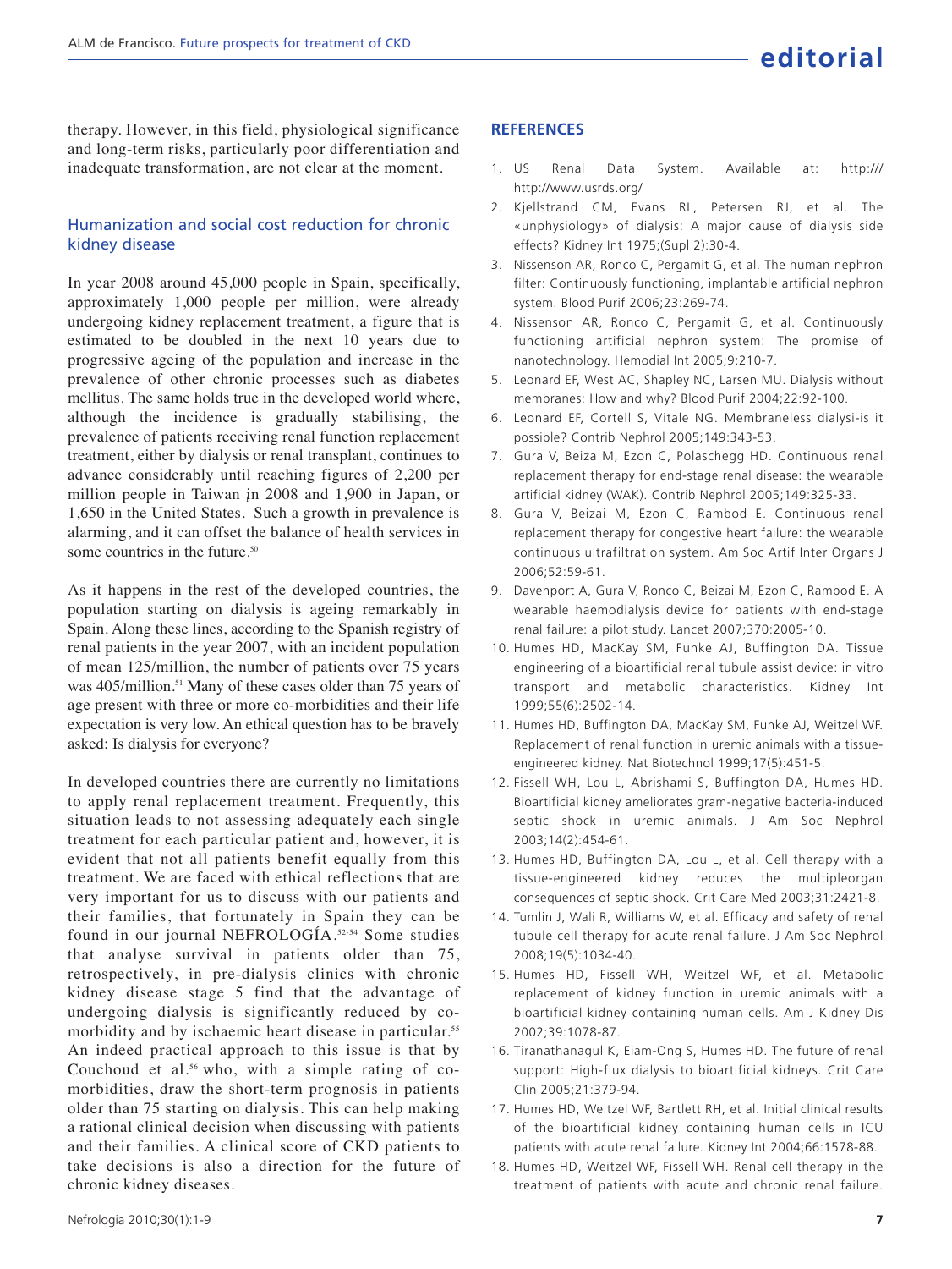therapy. However, in this field, physiological significance and long-term risks, particularly poor differentiation and inadequate transformation, are not clear at the moment.

## Humanization and social cost reduction for chronic kidney disease

In year 2008 around 45,000 people in Spain, specifically, approximately 1,000 people per million, were already undergoing kidney replacement treatment, a figure that is estimated to be doubled in the next 10 years due to progressive ageing of the population and increase in the prevalence of other chronic processes such as diabetes mellitus. The same holds true in the developed world where, although the incidence is gradually stabilising, the prevalence of patients receiving renal function replacement treatment, either by dialysis or renal transplant, continues to advance considerably until reaching figures of 2,200 per million people in Taiwan in 2008 and 1,900 in Japan, or 1,650 in the United States. Such a growth in prevalence is alarming, and it can offset the balance of health services in some countries in the future.[50]

As it happens in the rest of the developed countries, the population starting on dialysis is ageing remarkably in Spain. Along these lines, according to the Spanish registry of renal patients in the year 2007, with an incident population of mean 125/million, the number of patients over 75 years was 405/million.[51] Many of these cases older than 75 years of age present with three or more co-morbidities and their life expectation is very low. An ethical question has to be bravely asked: Is dialysis for everyone?

In developed countries there are currently no limitations to apply renal replacement treatment. Frequently, this situation leads to not assessing adequately each single treatment for each particular patient and, however, it is evident that not all patients benefit equally from this treatment. We are faced with ethical reflections that are very important for us to discuss with our patients and their families, that fortunately in Spain they can be found in our journal NEFROLOGÍA.[52-54] Some studies that analyse survival in patients older than 75, retrospectively, in pre-dialysis clinics with chronic kidney disease stage 5 find that the advantage of undergoing dialysis is significantly reduced by co-morbidity and by ischaemic heart disease in particular.[55] An indeed practical approach to this issue is that by Couchoud et al.[56] who, with a simple rating of co-morbidities, draw the short-term prognosis in patients older than 75 starting on dialysis. This can help making a rational clinical decision when discussing with patients and their families. A clinical score of CKD patients to take decisions is also a direction for the future of chronic kidney diseases.

## REFERENCES

1. US Renal Data System. Available at: http:/// http://www.usrds.org/
2. Kjellstrand CM, Evans RL, Petersen RJ, et al. The «unphysiology» of dialysis: A major cause of dialysis side effects? Kidney Int 1975;(Supl 2):30-4.
3. Nissenson AR, Ronco C, Pergamit G, et al. The human nephron filter: Continuously functioning, implantable artificial nephron system. Blood Purif 2006;23:269-74.
4. Nissenson AR, Ronco C, Pergamit G, et al. Continuously functioning artificial nephron system: The promise of nanotechnology. Hemodial Int 2005;9:210-7.
5. Leonard EF, West AC, Shapley NC, Larsen MU. Dialysis without membranes: How and why? Blood Purif 2004;22:92-100.
6. Leonard EF, Cortell S, Vitale NG. Membraneless dialysi-is it possible? Contrib Nephrol 2005;149:343-53.
7. Gura V, Beiza M, Ezon C, Polaschegg HD. Continuous renal replacement therapy for end-stage renal disease: the wearable artificial kidney (WAK). Contrib Nephrol 2005;149:325-33.
8. Gura V, Beizai M, Ezon C, Rambod E. Continuous renal replacement therapy for congestive heart failure: the wearable continuous ultrafiltration system. Am Soc Artif Inter Organs J 2006;52:59-61.
9. Davenport A, Gura V, Ronco C, Beizai M, Ezon C, Rambod E. A wearable haemodialysis device for patients with end-stage renal failure: a pilot study. Lancet 2007;370:2005-10.
10. Humes HD, MacKay SM, Funke AJ, Buffington DA. Tissue engineering of a bioartificial renal tubule assist device: in vitro transport and metabolic characteristics. Kidney Int 1999;55(6):2502-14.
11. Humes HD, Buffington DA, MacKay SM, Funke AJ, Weitzel WF. Replacement of renal function in uremic animals with a tissue-engineered kidney. Nat Biotechnol 1999;17(5):451-5.
12. Fissell WH, Lou L, Abrishami S, Buffington DA, Humes HD. Bioartificial kidney ameliorates gram-negative bacteria-induced septic shock in uremic animals. J Am Soc Nephrol 2003;14(2):454-61.
13. Humes HD, Buffington DA, Lou L, et al. Cell therapy with a tissue-engineered kidney reduces the multipleorgan consequences of septic shock. Crit Care Med 2003;31:2421-8.
14. Tumlin J, Wali R, Williams W, et al. Efficacy and safety of renal tubule cell therapy for acute renal failure. J Am Soc Nephrol 2008;19(5):1034-40.
15. Humes HD, Fissell WH, Weitzel WF, et al. Metabolic replacement of kidney function in uremic animals with a bioartificial kidney containing human cells. Am J Kidney Dis 2002;39:1078-87.
16. Tiranathanagul K, Eiam-Ong S, Humes HD. The future of renal support: High-flux dialysis to bioartificial kidneys. Crit Care Clin 2005;21:379-94.
17. Humes HD, Weitzel WF, Bartlett RH, et al. Initial clinical results of the bioartificial kidney containing human cells in ICU patients with acute renal failure. Kidney Int 2004;66:1578-88.
18. Humes HD, Weitzel WF, Fissell WH. Renal cell therapy in the treatment of patients with acute and chronic renal failure.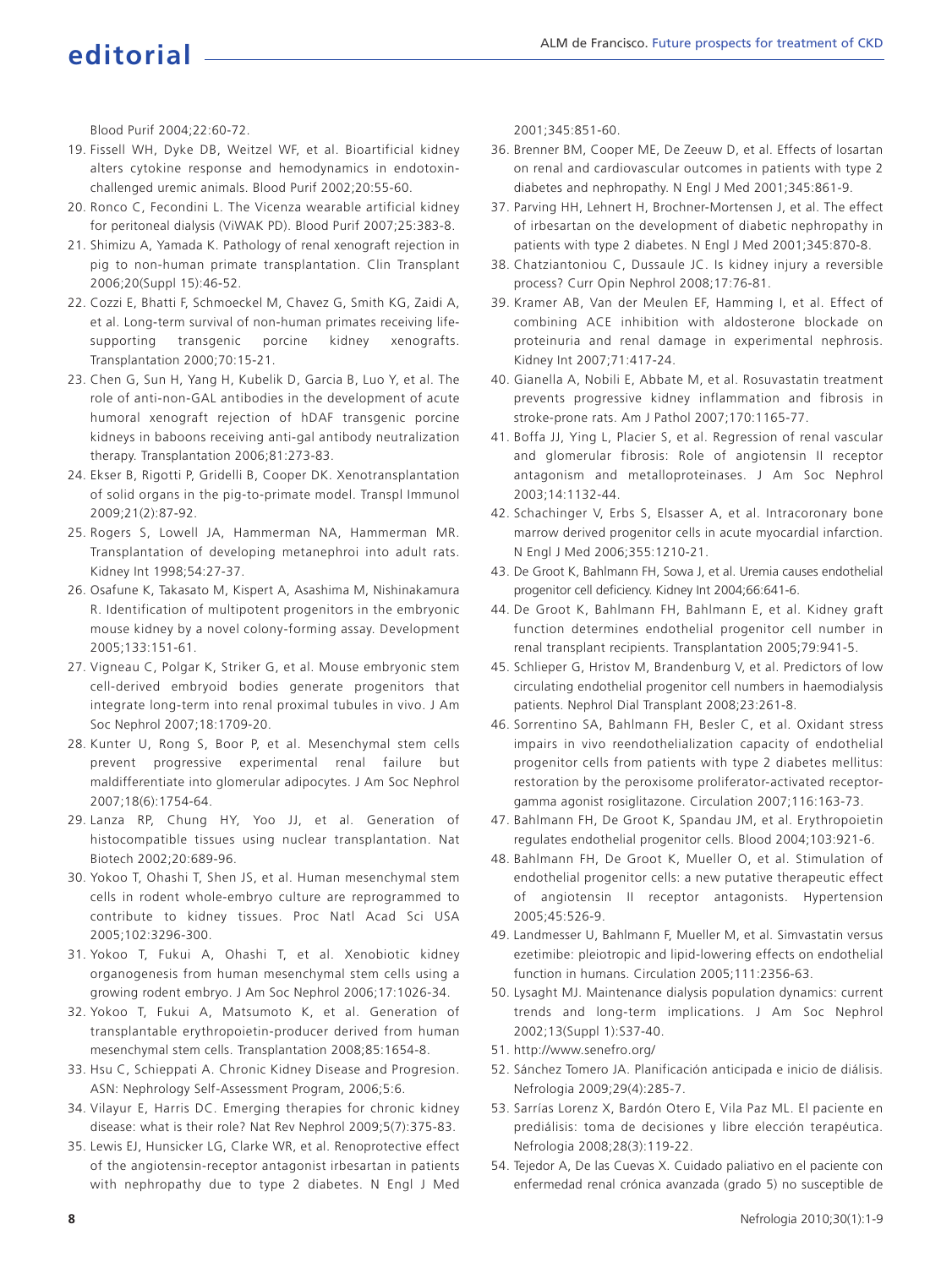Blood Purif 2004;22:60-72.

19. Fissell WH, Dyke DB, Weitzel WF, et al. Bioartificial kidney alters cytokine response and hemodynamics in endotoxin-challenged uremic animals. Blood Purif 2002;20:55-60.
20. Ronco C, Fecondini L. The Vicenza wearable artificial kidney for peritoneal dialysis (ViWAK PD). Blood Purif 2007;25:383-8.
21. Shimizu A, Yamada K. Pathology of renal xenograft rejection in pig to non-human primate transplantation. Clin Transplant 2006;20(Suppl 15):46-52.
22. Cozzi E, Bhatti F, Schmoeckel M, Chavez G, Smith KG, Zaidi A, et al. Long-term survival of non-human primates receiving life-supporting transgenic porcine kidney xenografts. Transplantation 2000;70:15-21.
23. Chen G, Sun H, Yang H, Kubelik D, Garcia B, Luo Y, et al. The role of anti-non-GAL antibodies in the development of acute humoral xenograft rejection of hDAF transgenic porcine kidneys in baboons receiving anti-gal antibody neutralization therapy. Transplantation 2006;81:273-83.
24. Ekser B, Rigotti P, Gridelli B, Cooper DK. Xenotransplantation of solid organs in the pig-to-primate model. Transpl Immunol 2009;21(2):87-92.
25. Rogers S, Lowell JA, Hammerman NA, Hammerman MR. Transplantation of developing metanephroi into adult rats. Kidney Int 1998;54:27-37.
26. Osafune K, Takasato M, Kispert A, Asashima M, Nishinakamura R. Identification of multipotent progenitors in the embryonic mouse kidney by a novel colony-forming assay. Development 2005;133:151-61.
27. Vigneau C, Polgar K, Striker G, et al. Mouse embryonic stem cell-derived embryoid bodies generate progenitors that integrate long-term into renal proximal tubules in vivo. J Am Soc Nephrol 2007;18:1709-20.
28. Kunter U, Rong S, Boor P, et al. Mesenchymal stem cells prevent progressive experimental renal failure but maldifferentiate into glomerular adipocytes. J Am Soc Nephrol 2007;18(6):1754-64.
29. Lanza RP, Chung HY, Yoo JJ, et al. Generation of histocompatible tissues using nuclear transplantation. Nat Biotech 2002;20:689-96.
30. Yokoo T, Ohashi T, Shen JS, et al. Human mesenchymal stem cells in rodent whole-embryo culture are reprogrammed to contribute to kidney tissues. Proc Natl Acad Sci USA 2005;102:3296-300.
31. Yokoo T, Fukui A, Ohashi T, et al. Xenobiotic kidney organogenesis from human mesenchymal stem cells using a growing rodent embryo. J Am Soc Nephrol 2006;17:1026-34.
32. Yokoo T, Fukui A, Matsumoto K, et al. Generation of transplantable erythropoietin-producer derived from human mesenchymal stem cells. Transplantation 2008;85:1654-8.
33. Hsu C, Schieppati A. Chronic Kidney Disease and Progresion. ASN: Nephrology Self-Assessment Program, 2006;5:6.
34. Vilayur E, Harris DC. Emerging therapies for chronic kidney disease: what is their role? Nat Rev Nephrol 2009;5(7):375-83.
35. Lewis EJ, Hunsicker LG, Clarke WR, et al. Renoprotective effect of the angiotensin-receptor antagonist irbesartan in patients with nephropathy due to type 2 diabetes. N Engl J Med 2001;345:851-60.
36. Brenner BM, Cooper ME, De Zeeuw D, et al. Effects of losartan on renal and cardiovascular outcomes in patients with type 2 diabetes and nephropathy. N Engl J Med 2001;345:861-9.
37. Parving HH, Lehnert H, Brochner-Mortensen J, et al. The effect of irbesartan on the development of diabetic nephropathy in patients with type 2 diabetes. N Engl J Med 2001;345:870-8.
38. Chatziantoniou C, Dussaule JC. Is kidney injury a reversible process? Curr Opin Nephrol 2008;17:76-81.
39. Kramer AB, Van der Meulen EF, Hamming I, et al. Effect of combining ACE inhibition with aldosterone blockade on proteinuria and renal damage in experimental nephrosis. Kidney Int 2007;71:417-24.
40. Gianella A, Nobili E, Abbate M, et al. Rosuvastatin treatment prevents progressive kidney inflammation and fibrosis in stroke-prone rats. Am J Pathol 2007;170:1165-77.
41. Boffa JJ, Ying L, Placier S, et al. Regression of renal vascular and glomerular fibrosis: Role of angiotensin II receptor antagonism and metalloproteinases. J Am Soc Nephrol 2003;14:1132-44.
42. Schachinger V, Erbs S, Elsasser A, et al. Intracoronary bone marrow derived progenitor cells in acute myocardial infarction. N Engl J Med 2006;355:1210-21.
43. De Groot K, Bahlmann FH, Sowa J, et al. Uremia causes endothelial progenitor cell deficiency. Kidney Int 2004;66:641-6.
44. De Groot K, Bahlmann FH, Bahlmann E, et al. Kidney graft function determines endothelial progenitor cell number in renal transplant recipients. Transplantation 2005;79:941-5.
45. Schlieper G, Hristov M, Brandenburg V, et al. Predictors of low circulating endothelial progenitor cell numbers in haemodialysis patients. Nephrol Dial Transplant 2008;23:261-8.
46. Sorrentino SA, Bahlmann FH, Besler C, et al. Oxidant stress impairs in vivo reendothelialization capacity of endothelial progenitor cells from patients with type 2 diabetes mellitus: restoration by the peroxisome proliferator-activated receptor-gamma agonist rosiglitazone. Circulation 2007;116:163-73.
47. Bahlmann FH, De Groot K, Spandau JM, et al. Erythropoietin regulates endothelial progenitor cells. Blood 2004;103:921-6.
48. Bahlmann FH, De Groot K, Mueller O, et al. Stimulation of endothelial progenitor cells: a new putative therapeutic effect of angiotensin II receptor antagonists. Hypertension 2005;45:526-9.
49. Landmesser U, Bahlmann F, Mueller M, et al. Simvastatin versus ezetimibe: pleiotropic and lipid-lowering effects on endothelial function in humans. Circulation 2005;111:2356-63.
50. Lysaght MJ. Maintenance dialysis population dynamics: current trends and long-term implications. J Am Soc Nephrol 2002;13(Suppl 1):S37-40.
51. http://www.senefro.org/
52. Sánchez Tomero JA. Planificación anticipada e inicio de diálisis. Nefrologia 2009;29(4):285-7.
53. Sarrías Lorenz X, Bardón Otero E, Vila Paz ML. El paciente en prediálisis: toma de decisiones y libre elección terapéutica. Nefrologia 2008;28(3):119-22.
54. Tejedor A, De las Cuevas X. Cuidado paliativo en el paciente con enfermedad renal crónica avanzada (grado 5) no susceptible de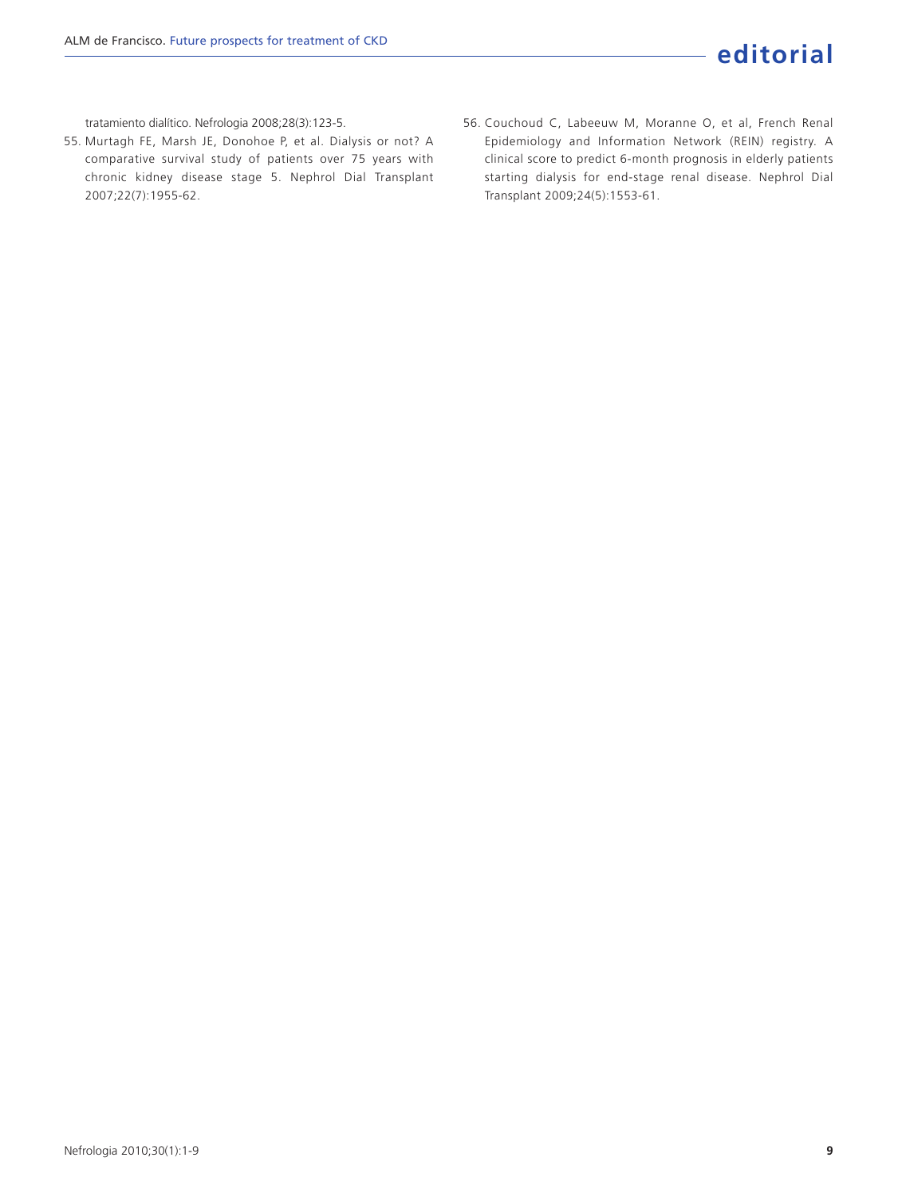tratamiento dialítico. Nefrologia 2008;28(3):123-5.

55. Murtagh FE, Marsh JE, Donohoe P, et al. Dialysis or not? A comparative survival study of patients over 75 years with chronic kidney disease stage 5. Nephrol Dial Transplant 2007;22(7):1955-62.

56. Couchoud C, Labeeuw M, Moranne O, et al, French Renal Epidemiology and Information Network (REIN) registry. A clinical score to predict 6-month prognosis in elderly patients starting dialysis for end-stage renal disease. Nephrol Dial Transplant 2009;24(5):1553-61.